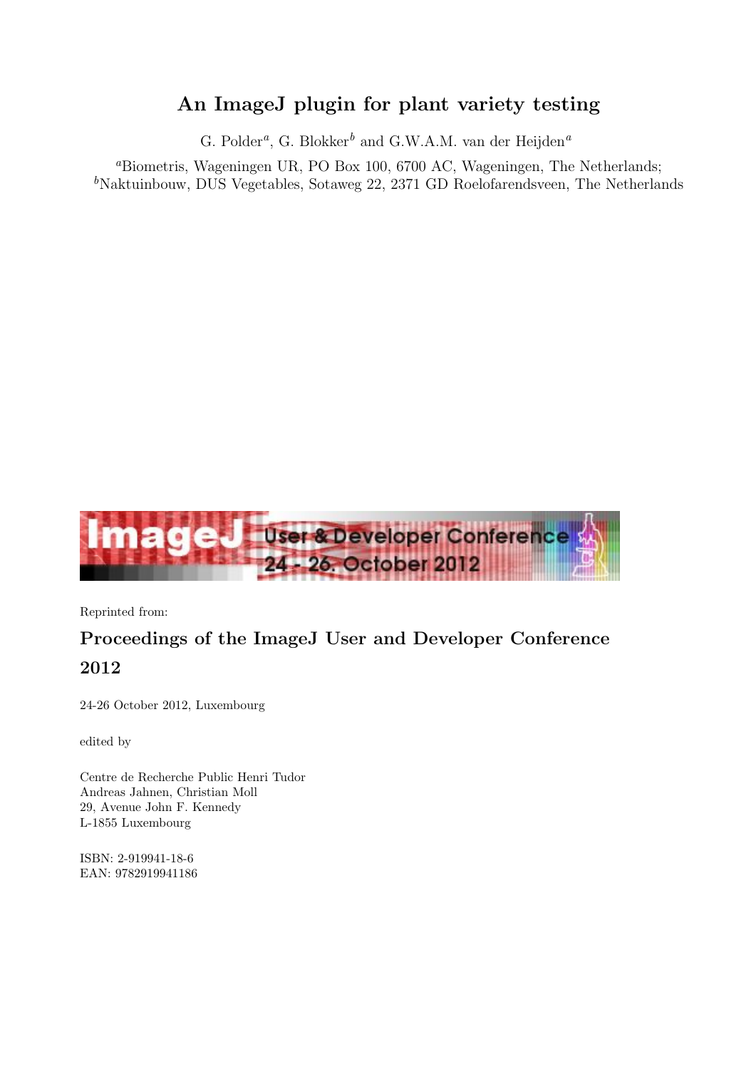# An ImageJ plugin for plant variety testing

G. Polder[a], G. Blokker[b] and G.W.A.M. van der Heijden[a]

[a]Biometris, Wageningen UR, PO Box 100, 6700 AC, Wageningen, The Netherlands;
[b]Naktuinbouw, DUS Vegetables, Sotaweg 22, 2371 GD Roelofarendsveen, The Netherlands

Reprinted from:

## Proceedings of the ImageJ User and Developer Conference 2012

24-26 October 2012, Luxembourg

edited by

Centre de Recherche Public Henri Tudor
Andreas Jahnen, Christian Moll
29, Avenue John F. Kennedy
L-1855 Luxembourg

ISBN: 2-919941-18-6
EAN: 9782919941186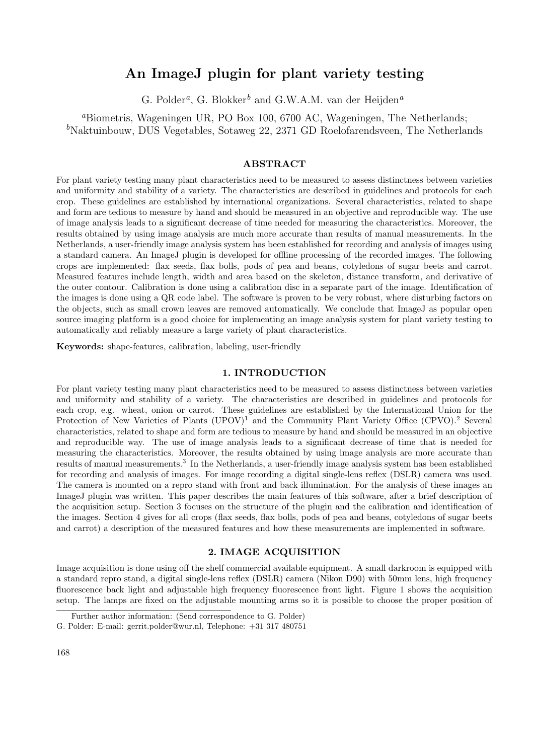# An ImageJ plugin for plant variety testing

G. Polder[a], G. Blokker[b] and G.W.A.M. van der Heijden[a]

[a]Biometris, Wageningen UR, PO Box 100, 6700 AC, Wageningen, The Netherlands;
[b]Naktuinbouw, DUS Vegetables, Sotaweg 22, 2371 GD Roelofarendsveen, The Netherlands

## ABSTRACT

For plant variety testing many plant characteristics need to be measured to assess distinctness between varieties and uniformity and stability of a variety. The characteristics are described in guidelines and protocols for each crop. These guidelines are established by international organizations. Several characteristics, related to shape and form are tedious to measure by hand and should be measured in an objective and reproducible way. The use of image analysis leads to a significant decrease of time needed for measuring the characteristics. Moreover, the results obtained by using image analysis are much more accurate than results of manual measurements. In the Netherlands, a user-friendly image analysis system has been established for recording and analysis of images using a standard camera. An ImageJ plugin is developed for offline processing of the recorded images. The following crops are implemented: flax seeds, flax bolls, pods of pea and beans, cotyledons of sugar beets and carrot. Measured features include length, width and area based on the skeleton, distance transform, and derivative of the outer contour. Calibration is done using a calibration disc in a separate part of the image. Identification of the images is done using a QR code label. The software is proven to be very robust, where disturbing factors on the objects, such as small crown leaves are removed automatically. We conclude that ImageJ as popular open source imaging platform is a good choice for implementing an image analysis system for plant variety testing to automatically and reliably measure a large variety of plant characteristics.

**Keywords:** shape-features, calibration, labeling, user-friendly

## 1. INTRODUCTION

For plant variety testing many plant characteristics need to be measured to assess distinctness between varieties and uniformity and stability of a variety. The characteristics are described in guidelines and protocols for each crop, e.g. wheat, onion or carrot. These guidelines are established by the International Union for the Protection of New Varieties of Plants (UPOV)[1] and the Community Plant Variety Office (CPVO).[2] Several characteristics, related to shape and form are tedious to measure by hand and should be measured in an objective and reproducible way. The use of image analysis leads to a significant decrease of time that is needed for measuring the characteristics. Moreover, the results obtained by using image analysis are more accurate than results of manual measurements.[3] In the Netherlands, a user-friendly image analysis system has been established for recording and analysis of images. For image recording a digital single-lens reflex (DSLR) camera was used. The camera is mounted on a repro stand with front and back illumination. For the analysis of these images an ImageJ plugin was written. This paper describes the main features of this software, after a brief description of the acquisition setup. Section 3 focuses on the structure of the plugin and the calibration and identification of the images. Section 4 gives for all crops (flax seeds, flax bolls, pods of pea and beans, cotyledons of sugar beets and carrot) a description of the measured features and how these measurements are implemented in software.

## 2. IMAGE ACQUISITION

Image acquisition is done using off the shelf commercial available equipment. A small darkroom is equipped with a standard repro stand, a digital single-lens reflex (DSLR) camera (Nikon D90) with 50mm lens, high frequency fluorescence back light and adjustable high frequency fluorescence front light. Figure 1 shows the acquisition setup. The lamps are fixed on the adjustable mounting arms so it is possible to choose the proper position of

Further author information: (Send correspondence to G. Polder)
G. Polder: E-mail: gerrit.polder@wur.nl, Telephone: +31 317 480751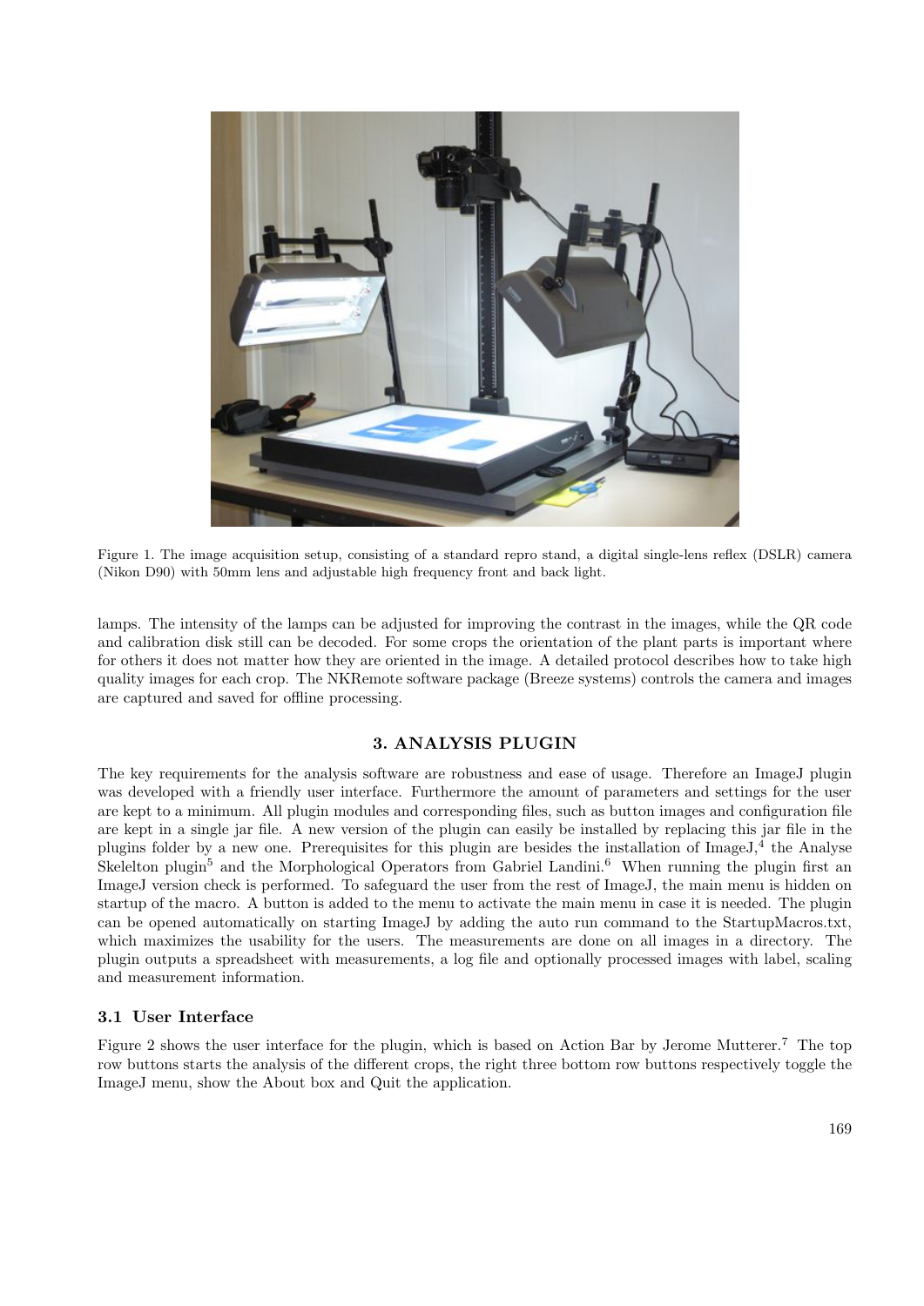Figure 1. The image acquisition setup, consisting of a standard repro stand, a digital single-lens reflex (DSLR) camera (Nikon D90) with 50mm lens and adjustable high frequency front and back light.

lamps. The intensity of the lamps can be adjusted for improving the contrast in the images, while the QR code and calibration disk still can be decoded. For some crops the orientation of the plant parts is important where for others it does not matter how they are oriented in the image. A detailed protocol describes how to take high quality images for each crop. The NKRemote software package (Breeze systems) controls the camera and images are captured and saved for offline processing.

## 3. ANALYSIS PLUGIN

The key requirements for the analysis software are robustness and ease of usage. Therefore an ImageJ plugin was developed with a friendly user interface. Furthermore the amount of parameters and settings for the user are kept to a minimum. All plugin modules and corresponding files, such as button images and configuration file are kept in a single jar file. A new version of the plugin can easily be installed by replacing this jar file in the plugins folder by a new one. Prerequisites for this plugin are besides the installation of ImageJ,[4] the Analyse Skelelton plugin[5] and the Morphological Operators from Gabriel Landini.[6] When running the plugin first an ImageJ version check is performed. To safeguard the user from the rest of ImageJ, the main menu is hidden on startup of the macro. A button is added to the menu to activate the main menu in case it is needed. The plugin can be opened automatically on starting ImageJ by adding the auto run command to the StartupMacros.txt, which maximizes the usability for the users. The measurements are done on all images in a directory. The plugin outputs a spreadsheet with measurements, a log file and optionally processed images with label, scaling and measurement information.

### 3.1 User Interface

Figure 2 shows the user interface for the plugin, which is based on Action Bar by Jerome Mutterer.[7] The top row buttons starts the analysis of the different crops, the right three bottom row buttons respectively toggle the ImageJ menu, show the About box and Quit the application.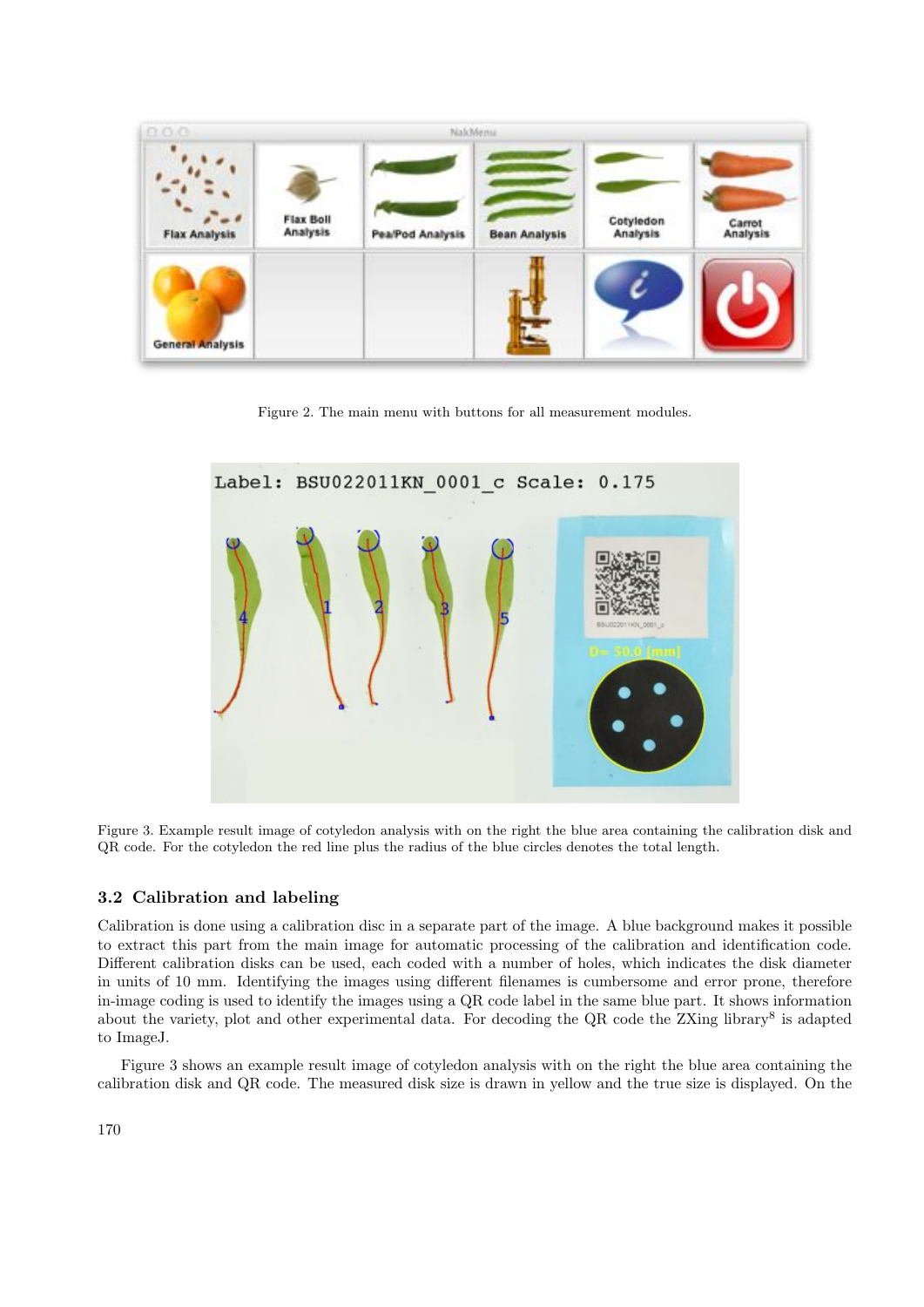Figure 2. The main menu with buttons for all measurement modules.

Figure 3. Example result image of cotyledon analysis with on the right the blue area containing the calibration disk and QR code. For the cotyledon the red line plus the radius of the blue circles denotes the total length.

### 3.2 Calibration and labeling

Calibration is done using a calibration disc in a separate part of the image. A blue background makes it possible to extract this part from the main image for automatic processing of the calibration and identification code. Different calibration disks can be used, each coded with a number of holes, which indicates the disk diameter in units of 10 mm. Identifying the images using different filenames is cumbersome and error prone, therefore in-image coding is used to identify the images using a QR code label in the same blue part. It shows information about the variety, plot and other experimental data. For decoding the QR code the ZXing library[8] is adapted to ImageJ.

Figure 3 shows an example result image of cotyledon analysis with on the right the blue area containing the calibration disk and QR code. The measured disk size is drawn in yellow and the true size is displayed. On the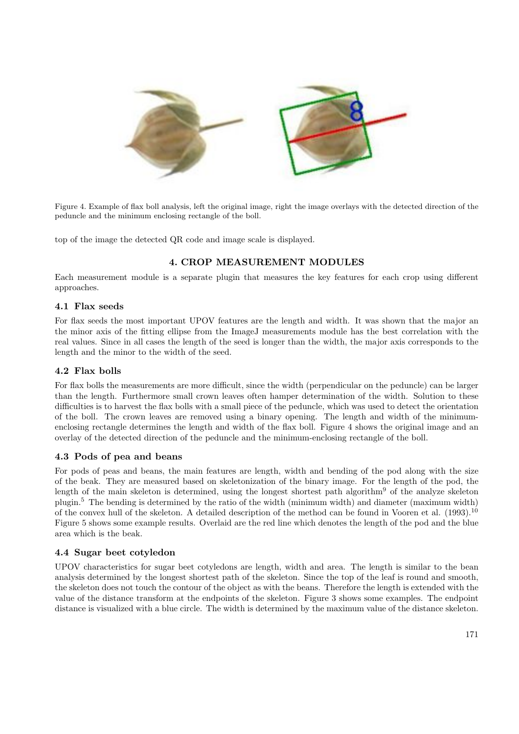Figure 4. Example of flax boll analysis, left the original image, right the image overlays with the detected direction of the peduncle and the minimum enclosing rectangle of the boll.

top of the image the detected QR code and image scale is displayed.

## 4. CROP MEASUREMENT MODULES

Each measurement module is a separate plugin that measures the key features for each crop using different approaches.

### 4.1 Flax seeds

For flax seeds the most important UPOV features are the length and width. It was shown that the major an the minor axis of the fitting ellipse from the ImageJ measurements module has the best correlation with the real values. Since in all cases the length of the seed is longer than the width, the major axis corresponds to the length and the minor to the width of the seed.

### 4.2 Flax bolls

For flax bolls the measurements are more difficult, since the width (perpendicular on the peduncle) can be larger than the length. Furthermore small crown leaves often hamper determination of the width. Solution to these difficulties is to harvest the flax bolls with a small piece of the peduncle, which was used to detect the orientation of the boll. The crown leaves are removed using a binary opening. The length and width of the minimum-enclosing rectangle determines the length and width of the flax boll. Figure 4 shows the original image and an overlay of the detected direction of the peduncle and the minimum-enclosing rectangle of the boll.

### 4.3 Pods of pea and beans

For pods of peas and beans, the main features are length, width and bending of the pod along with the size of the beak. They are measured based on skeletonization of the binary image. For the length of the pod, the length of the main skeleton is determined, using the longest shortest path algorithm[9] of the analyze skeleton plugin.[5] The bending is determined by the ratio of the width (minimum width) and diameter (maximum width) of the convex hull of the skeleton. A detailed description of the method can be found in Vooren et al. (1993).[10] Figure 5 shows some example results. Overlaid are the red line which denotes the length of the pod and the blue area which is the beak.

### 4.4 Sugar beet cotyledon

UPOV characteristics for sugar beet cotyledons are length, width and area. The length is similar to the bean analysis determined by the longest shortest path of the skeleton. Since the top of the leaf is round and smooth, the skeleton does not touch the contour of the object as with the beans. Therefore the length is extended with the value of the distance transform at the endpoints of the skeleton. Figure 3 shows some examples. The endpoint distance is visualized with a blue circle. The width is determined by the maximum value of the distance skeleton.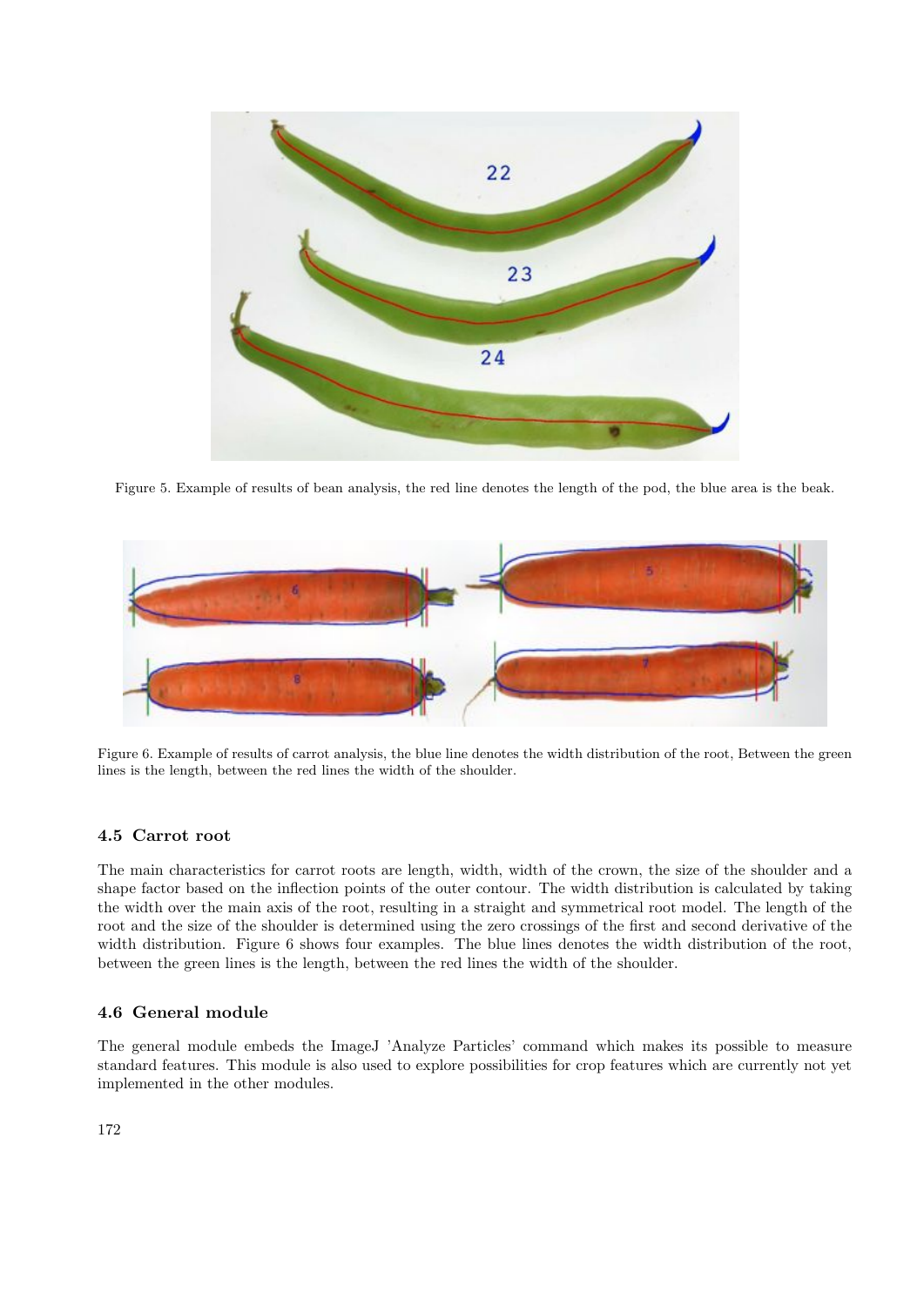Figure 5. Example of results of bean analysis, the red line denotes the length of the pod, the blue area is the beak.

Figure 6. Example of results of carrot analysis, the blue line denotes the width distribution of the root, Between the green lines is the length, between the red lines the width of the shoulder.

### 4.5 Carrot root

The main characteristics for carrot roots are length, width, width of the crown, the size of the shoulder and a shape factor based on the inflection points of the outer contour. The width distribution is calculated by taking the width over the main axis of the root, resulting in a straight and symmetrical root model. The length of the root and the size of the shoulder is determined using the zero crossings of the first and second derivative of the width distribution. Figure 6 shows four examples. The blue lines denotes the width distribution of the root, between the green lines is the length, between the red lines the width of the shoulder.

### 4.6 General module

The general module embeds the ImageJ 'Analyze Particles' command which makes its possible to measure standard features. This module is also used to explore possibilities for crop features which are currently not yet implemented in the other modules.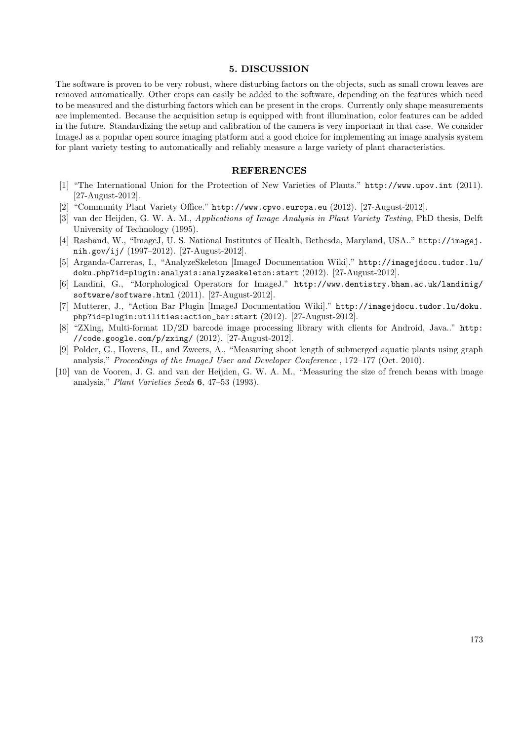## 5. DISCUSSION

The software is proven to be very robust, where disturbing factors on the objects, such as small crown leaves are removed automatically. Other crops can easily be added to the software, depending on the features which need to be measured and the disturbing factors which can be present in the crops. Currently only shape measurements are implemented. Because the acquisition setup is equipped with front illumination, color features can be added in the future. Standardizing the setup and calibration of the camera is very important in that case. We consider ImageJ as a popular open source imaging platform and a good choice for implementing an image analysis system for plant variety testing to automatically and reliably measure a large variety of plant characteristics.

## REFERENCES

[1] "The International Union for the Protection of New Varieties of Plants." `http://www.upov.int` (2011). [27-August-2012].

[2] "Community Plant Variety Office." `http://www.cpvo.europa.eu` (2012). [27-August-2012].

[3] van der Heijden, G. W. A. M., *Applications of Image Analysis in Plant Variety Testing*, PhD thesis, Delft University of Technology (1995).

[4] Rasband, W., "ImageJ, U. S. National Institutes of Health, Bethesda, Maryland, USA.." `http://imagej.nih.gov/ij/` (1997–2012). [27-August-2012].

[5] Arganda-Carreras, I., "AnalyzeSkeleton [ImageJ Documentation Wiki]." `http://imagejdocu.tudor.lu/doku.php?id=plugin:analysis:analyzeskeleton:start` (2012). [27-August-2012].

[6] Landini, G., "Morphological Operators for ImageJ." `http://www.dentistry.bham.ac.uk/landinig/software/software.html` (2011). [27-August-2012].

[7] Mutterer, J., "Action Bar Plugin [ImageJ Documentation Wiki]." `http://imagejdocu.tudor.lu/doku.php?id=plugin:utilities:action_bar:start` (2012). [27-August-2012].

[8] "ZXing, Multi-format 1D/2D barcode image processing library with clients for Android, Java.." `http://code.google.com/p/zxing/` (2012). [27-August-2012].

[9] Polder, G., Hovens, H., and Zweers, A., "Measuring shoot length of submerged aquatic plants using graph analysis," *Proceedings of the ImageJ User and Developer Conference* , 172–177 (Oct. 2010).

[10] van de Vooren, J. G. and van der Heijden, G. W. A. M., "Measuring the size of french beans with image analysis," *Plant Varieties Seeds* **6**, 47–53 (1993).